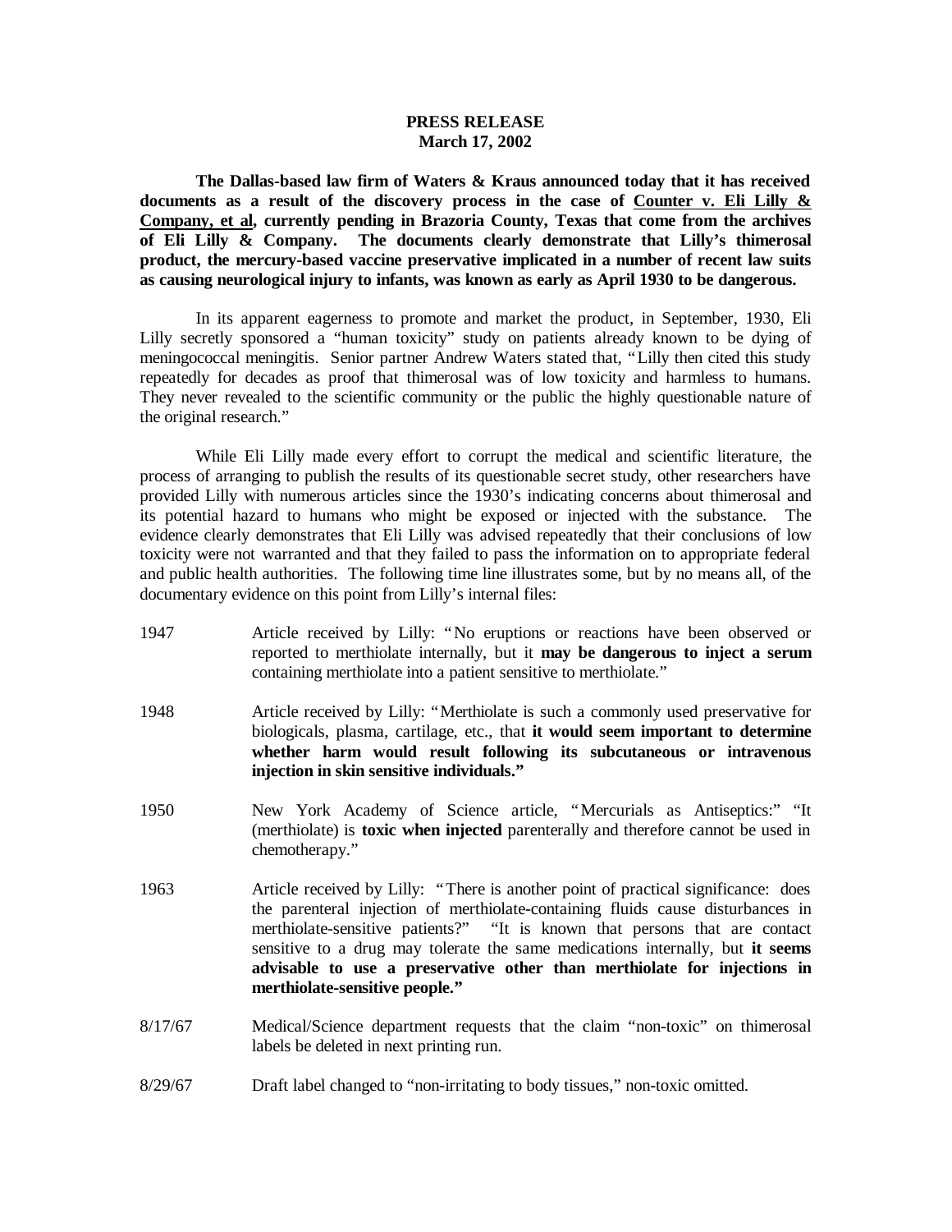**PRESS RELEASE**
**March 17, 2002**

**The Dallas-based law firm of Waters & Kraus announced today that it has received documents as a result of the discovery process in the case of Counter v. Eli Lilly & Company, et al, currently pending in Brazoria County, Texas that come from the archives of Eli Lilly & Company. The documents clearly demonstrate that Lilly's thimerosal product, the mercury-based vaccine preservative implicated in a number of recent law suits as causing neurological injury to infants, was known as early as April 1930 to be dangerous.**

In its apparent eagerness to promote and market the product, in September, 1930, Eli Lilly secretly sponsored a "human toxicity" study on patients already known to be dying of meningococcal meningitis. Senior partner Andrew Waters stated that, "Lilly then cited this study repeatedly for decades as proof that thimerosal was of low toxicity and harmless to humans. They never revealed to the scientific community or the public the highly questionable nature of the original research."

While Eli Lilly made every effort to corrupt the medical and scientific literature, the process of arranging to publish the results of its questionable secret study, other researchers have provided Lilly with numerous articles since the 1930's indicating concerns about thimerosal and its potential hazard to humans who might be exposed or injected with the substance. The evidence clearly demonstrates that Eli Lilly was advised repeatedly that their conclusions of low toxicity were not warranted and that they failed to pass the information on to appropriate federal and public health authorities. The following time line illustrates some, but by no means all, of the documentary evidence on this point from Lilly's internal files:

| | |
|---|---|
| 1947 | Article received by Lilly: "No eruptions or reactions have been observed or reported to merthiolate internally, but it **may be dangerous to inject a serum** containing merthiolate into a patient sensitive to merthiolate." |
| 1948 | Article received by Lilly: "Merthiolate is such a commonly used preservative for biologicals, plasma, cartilage, etc., that **it would seem important to determine whether harm would result following its subcutaneous or intravenous injection in skin sensitive individuals."** |
| 1950 | New York Academy of Science article, "Mercurials as Antiseptics:" "It (merthiolate) is **toxic when injected** parenterally and therefore cannot be used in chemotherapy." |
| 1963 | Article received by Lilly: "There is another point of practical significance: does the parenteral injection of merthiolate-containing fluids cause disturbances in merthiolate-sensitive patients?" "It is known that persons that are contact sensitive to a drug may tolerate the same medications internally, but **it seems advisable to use a preservative other than merthiolate for injections in merthiolate-sensitive people."** |
| 8/17/67 | Medical/Science department requests that the claim "non-toxic" on thimerosal labels be deleted in next printing run. |
| 8/29/67 | Draft label changed to "non-irritating to body tissues," non-toxic omitted. |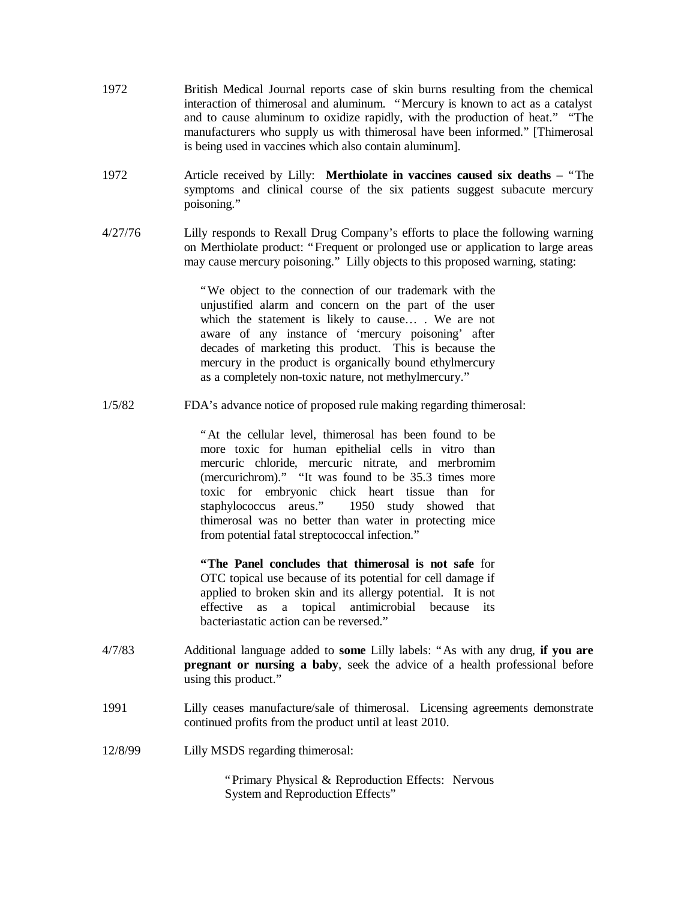1972 British Medical Journal reports case of skin burns resulting from the chemical interaction of thimerosal and aluminum. "Mercury is known to act as a catalyst and to cause aluminum to oxidize rapidly, with the production of heat." "The manufacturers who supply us with thimerosal have been informed." [Thimerosal is being used in vaccines which also contain aluminum].

1972 Article received by Lilly: **Merthiolate in vaccines caused six deaths** – "The symptoms and clinical course of the six patients suggest subacute mercury poisoning."

4/27/76 Lilly responds to Rexall Drug Company's efforts to place the following warning on Merthiolate product: "Frequent or prolonged use or application to large areas may cause mercury poisoning." Lilly objects to this proposed warning, stating:

> "We object to the connection of our trademark with the unjustified alarm and concern on the part of the user which the statement is likely to cause… . We are not aware of any instance of 'mercury poisoning' after decades of marketing this product. This is because the mercury in the product is organically bound ethylmercury as a completely non-toxic nature, not methylmercury."

1/5/82 FDA's advance notice of proposed rule making regarding thimerosal:

> "At the cellular level, thimerosal has been found to be more toxic for human epithelial cells in vitro than mercuric chloride, mercuric nitrate, and merbromim (mercurichrom)." "It was found to be 35.3 times more toxic for embryonic chick heart tissue than for staphylococcus areus." 1950 study showed that thimerosal was no better than water in protecting mice from potential fatal streptococcal infection."
>
> **"The Panel concludes that thimerosal is not safe** for OTC topical use because of its potential for cell damage if applied to broken skin and its allergy potential. It is not effective as a topical antimicrobial because its bacteriastatic action can be reversed."

4/7/83 Additional language added to **some** Lilly labels: "As with any drug, **if you are pregnant or nursing a baby**, seek the advice of a health professional before using this product."

1991 Lilly ceases manufacture/sale of thimerosal. Licensing agreements demonstrate continued profits from the product until at least 2010.

12/8/99 Lilly MSDS regarding thimerosal:

> "Primary Physical & Reproduction Effects: Nervous System and Reproduction Effects"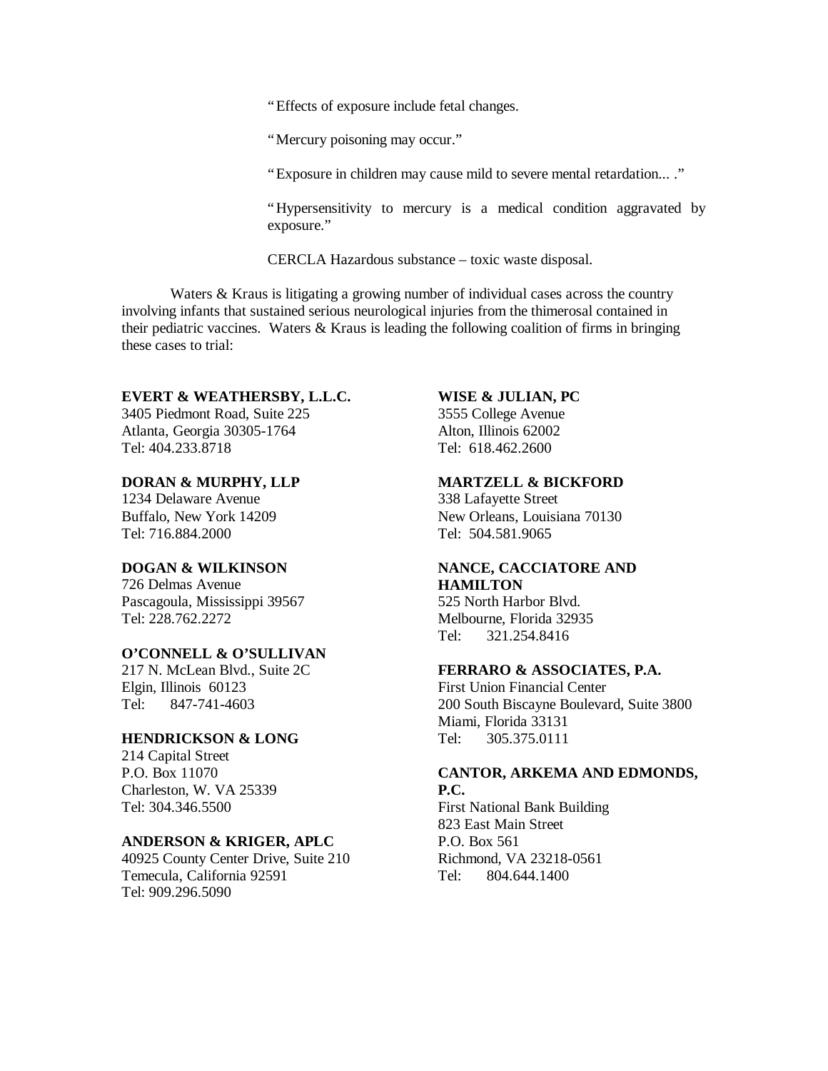> "Effects of exposure include fetal changes.
>
> "Mercury poisoning may occur."
>
> "Exposure in children may cause mild to severe mental retardation... ."
>
> "Hypersensitivity to mercury is a medical condition aggravated by exposure."
>
> CERCLA Hazardous substance – toxic waste disposal.

Waters & Kraus is litigating a growing number of individual cases across the country involving infants that sustained serious neurological injuries from the thimerosal contained in their pediatric vaccines. Waters & Kraus is leading the following coalition of firms in bringing these cases to trial:

**EVERT & WEATHERSBY, L.L.C.**
3405 Piedmont Road, Suite 225
Atlanta, Georgia 30305-1764
Tel: 404.233.8718

**DORAN & MURPHY, LLP**
1234 Delaware Avenue
Buffalo, New York 14209
Tel: 716.884.2000

**DOGAN & WILKINSON**
726 Delmas Avenue
Pascagoula, Mississippi 39567
Tel: 228.762.2272

**O'CONNELL & O'SULLIVAN**
217 N. McLean Blvd., Suite 2C
Elgin, Illinois 60123
Tel: 847-741-4603

**HENDRICKSON & LONG**
214 Capital Street
P.O. Box 11070
Charleston, W. VA 25339
Tel: 304.346.5500

**ANDERSON & KRIGER, APLC**
40925 County Center Drive, Suite 210
Temecula, California 92591
Tel: 909.296.5090

**WISE & JULIAN, PC**
3555 College Avenue
Alton, Illinois 62002
Tel: 618.462.2600

**MARTZELL & BICKFORD**
338 Lafayette Street
New Orleans, Louisiana 70130
Tel: 504.581.9065

**NANCE, CACCIATORE AND HAMILTON**
525 North Harbor Blvd.
Melbourne, Florida 32935
Tel: 321.254.8416

**FERRARO & ASSOCIATES, P.A.**
First Union Financial Center
200 South Biscayne Boulevard, Suite 3800
Miami, Florida 33131
Tel: 305.375.0111

**CANTOR, ARKEMA AND EDMONDS, P.C.**
First National Bank Building
823 East Main Street
P.O. Box 561
Richmond, VA 23218-0561
Tel: 804.644.1400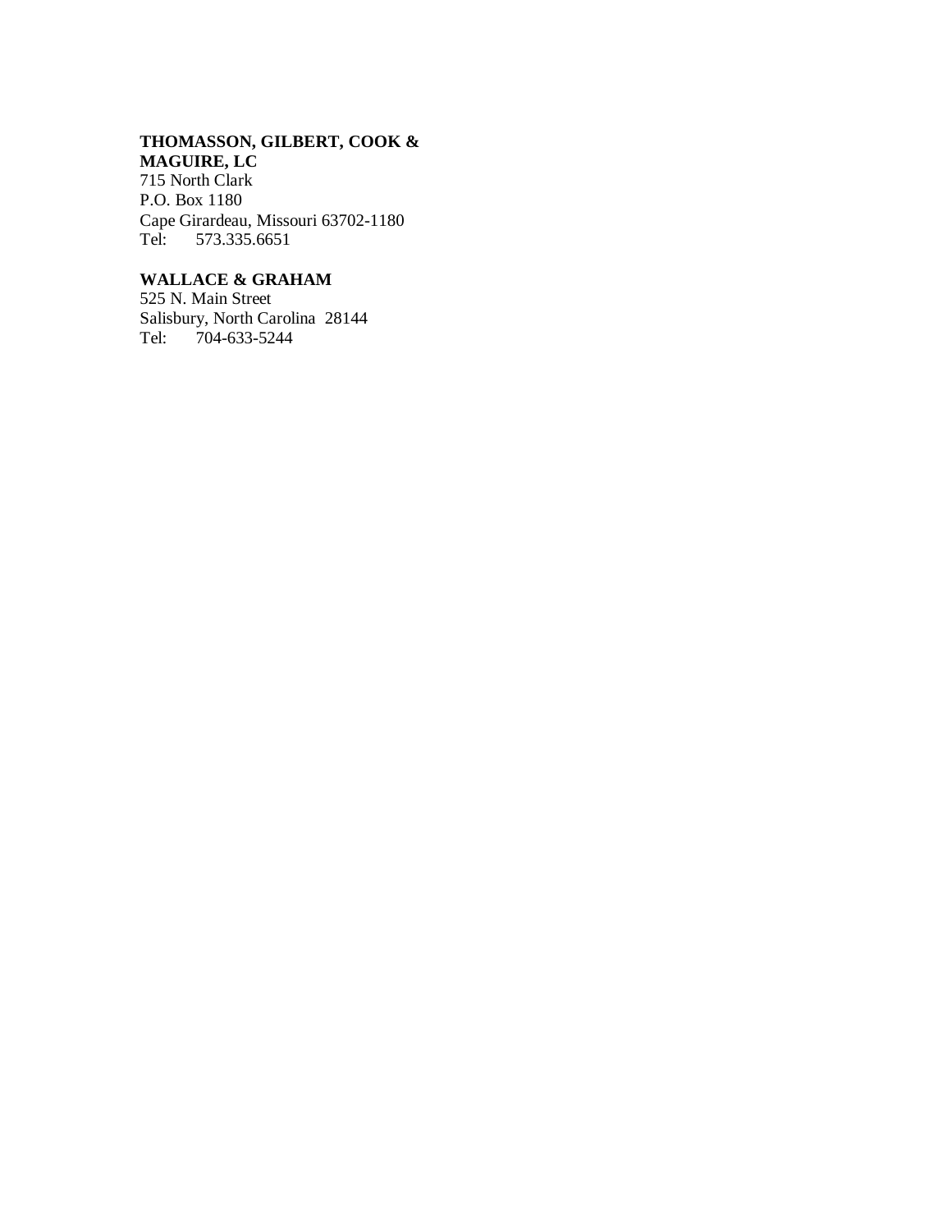**THOMASSON, GILBERT, COOK & MAGUIRE, LC**
715 North Clark
P.O. Box 1180
Cape Girardeau, Missouri 63702-1180
Tel: 573.335.6651

**WALLACE & GRAHAM**
525 N. Main Street
Salisbury, North Carolina 28144
Tel: 704-633-5244